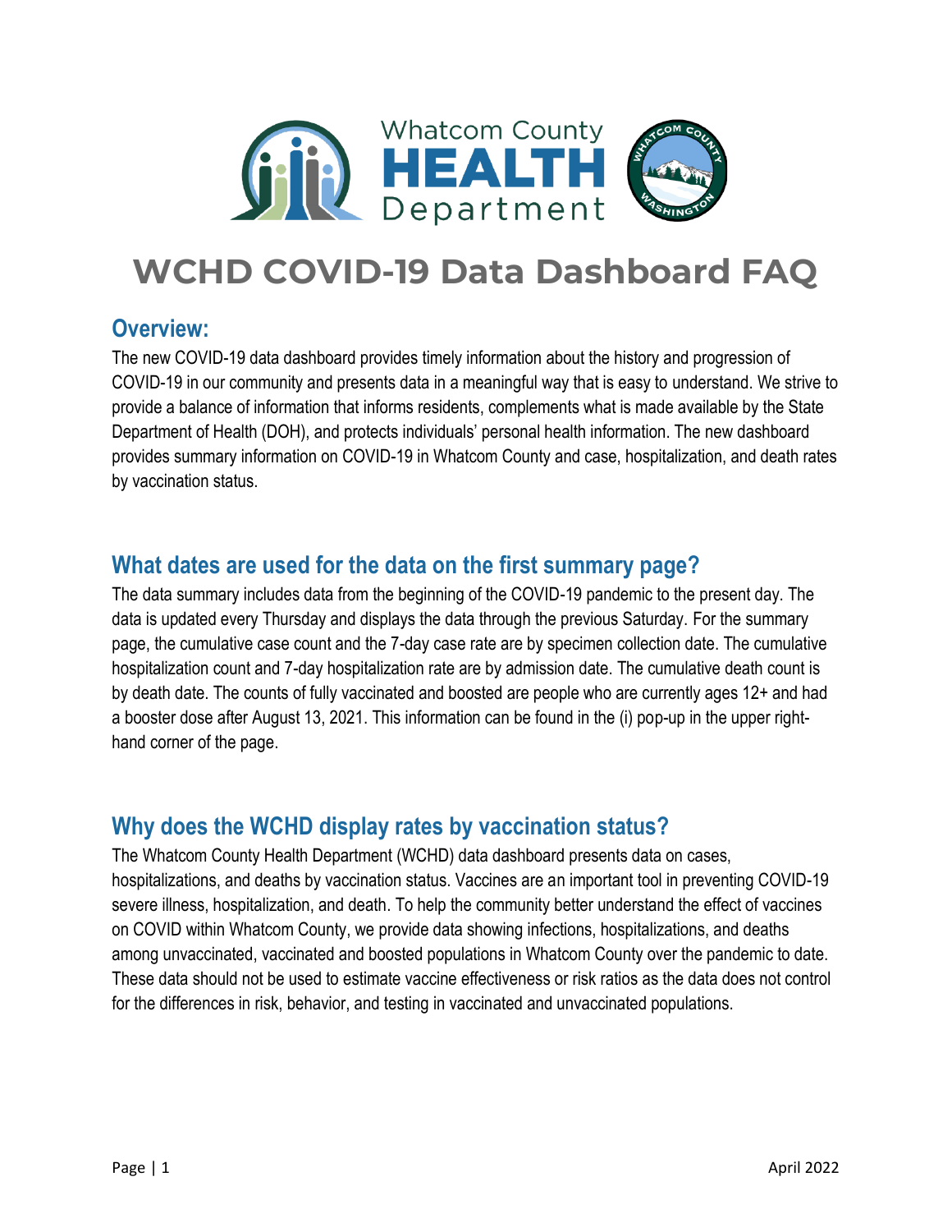# WCHD COVID-19 Data Dashboard FAQ

## Overview:

The new COVID-19 data dashboard provides timely information about the history and progression of COVID-19 in our community and presents data in a meaningful way that is easy to understand. We strive to provide a balance of information that informs residents, complements what is made available by the State Department of Health (DOH), and protects individuals' personal health information. The new dashboard provides summary information on COVID-19 in Whatcom County and case, hospitalization, and death rates by vaccination status.

## What dates are used for the data on the first summary page?

The data summary includes data from the beginning of the COVID-19 pandemic to the present day. The data is updated every Thursday and displays the data through the previous Saturday. For the summary page, the cumulative case count and the 7-day case rate are by specimen collection date. The cumulative hospitalization count and 7-day hospitalization rate are by admission date. The cumulative death count is by death date. The counts of fully vaccinated and boosted are people who are currently ages 12+ and had a booster dose after August 13, 2021. This information can be found in the (i) pop-up in the upper right-hand corner of the page.

## Why does the WCHD display rates by vaccination status?

The Whatcom County Health Department (WCHD) data dashboard presents data on cases, hospitalizations, and deaths by vaccination status. Vaccines are an important tool in preventing COVID-19 severe illness, hospitalization, and death. To help the community better understand the effect of vaccines on COVID within Whatcom County, we provide data showing infections, hospitalizations, and deaths among unvaccinated, vaccinated and boosted populations in Whatcom County over the pandemic to date. These data should not be used to estimate vaccine effectiveness or risk ratios as the data does not control for the differences in risk, behavior, and testing in vaccinated and unvaccinated populations.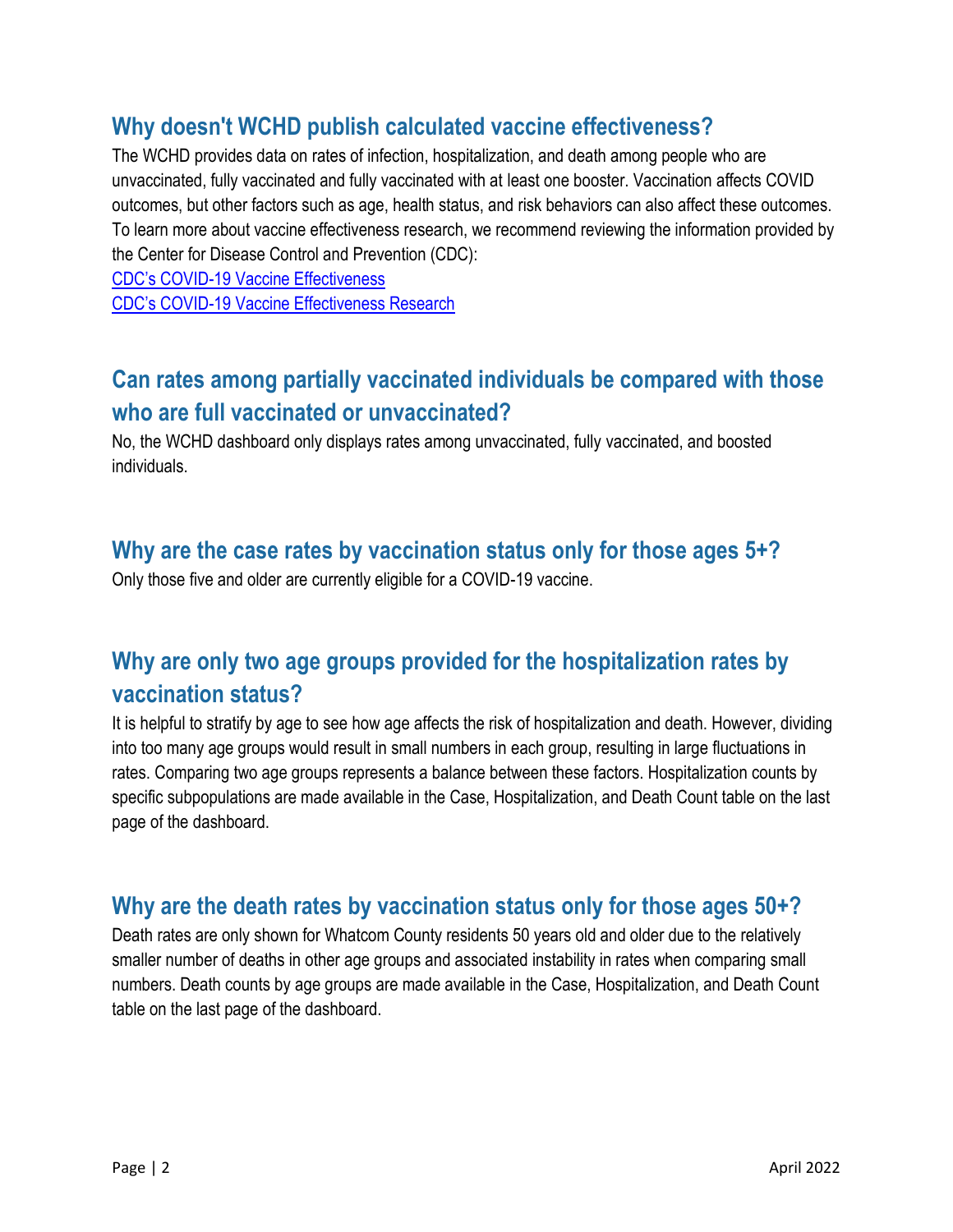## Why doesn't WCHD publish calculated vaccine effectiveness?

The WCHD provides data on rates of infection, hospitalization, and death among people who are unvaccinated, fully vaccinated and fully vaccinated with at least one booster. Vaccination affects COVID outcomes, but other factors such as age, health status, and risk behaviors can also affect these outcomes. To learn more about vaccine effectiveness research, we recommend reviewing the information provided by the Center for Disease Control and Prevention (CDC):

[CDC's COVID-19 Vaccine Effectiveness]()
[CDC's COVID-19 Vaccine Effectiveness Research]()

## Can rates among partially vaccinated individuals be compared with those who are full vaccinated or unvaccinated?

No, the WCHD dashboard only displays rates among unvaccinated, fully vaccinated, and boosted individuals.

## Why are the case rates by vaccination status only for those ages 5+?

Only those five and older are currently eligible for a COVID-19 vaccine.

## Why are only two age groups provided for the hospitalization rates by vaccination status?

It is helpful to stratify by age to see how age affects the risk of hospitalization and death. However, dividing into too many age groups would result in small numbers in each group, resulting in large fluctuations in rates. Comparing two age groups represents a balance between these factors. Hospitalization counts by specific subpopulations are made available in the Case, Hospitalization, and Death Count table on the last page of the dashboard.

## Why are the death rates by vaccination status only for those ages 50+?

Death rates are only shown for Whatcom County residents 50 years old and older due to the relatively smaller number of deaths in other age groups and associated instability in rates when comparing small numbers. Death counts by age groups are made available in the Case, Hospitalization, and Death Count table on the last page of the dashboard.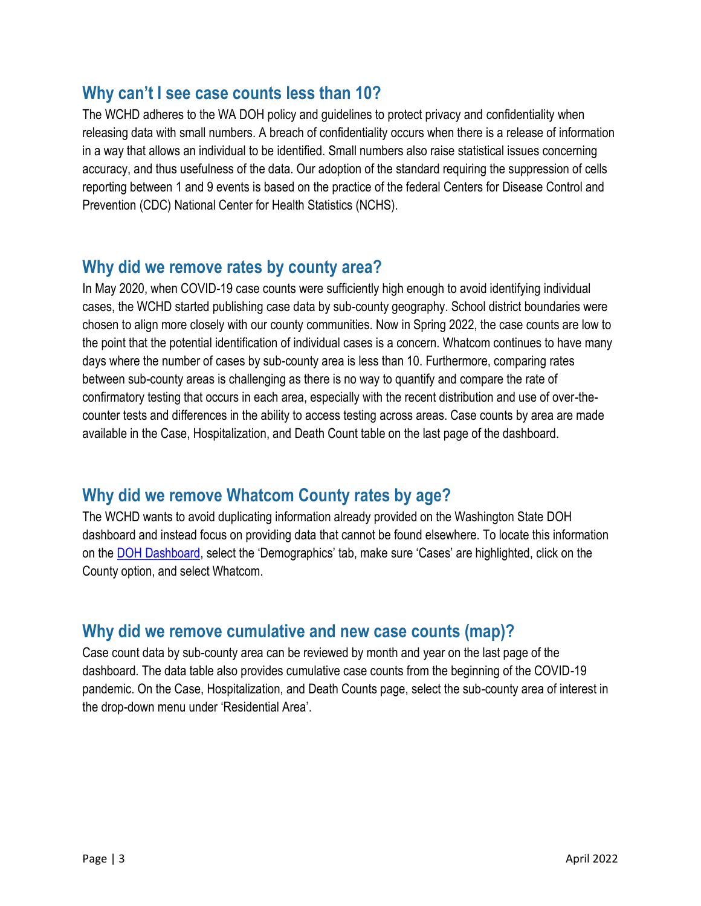## Why can't I see case counts less than 10?

The WCHD adheres to the WA DOH policy and guidelines to protect privacy and confidentiality when releasing data with small numbers. A breach of confidentiality occurs when there is a release of information in a way that allows an individual to be identified. Small numbers also raise statistical issues concerning accuracy, and thus usefulness of the data. Our adoption of the standard requiring the suppression of cells reporting between 1 and 9 events is based on the practice of the federal Centers for Disease Control and Prevention (CDC) National Center for Health Statistics (NCHS).

## Why did we remove rates by county area?

In May 2020, when COVID-19 case counts were sufficiently high enough to avoid identifying individual cases, the WCHD started publishing case data by sub-county geography. School district boundaries were chosen to align more closely with our county communities. Now in Spring 2022, the case counts are low to the point that the potential identification of individual cases is a concern. Whatcom continues to have many days where the number of cases by sub-county area is less than 10. Furthermore, comparing rates between sub-county areas is challenging as there is no way to quantify and compare the rate of confirmatory testing that occurs in each area, especially with the recent distribution and use of over-the-counter tests and differences in the ability to access testing across areas. Case counts by area are made available in the Case, Hospitalization, and Death Count table on the last page of the dashboard.

## Why did we remove Whatcom County rates by age?

The WCHD wants to avoid duplicating information already provided on the Washington State DOH dashboard and instead focus on providing data that cannot be found elsewhere. To locate this information on the DOH Dashboard, select the 'Demographics' tab, make sure 'Cases' are highlighted, click on the County option, and select Whatcom.

## Why did we remove cumulative and new case counts (map)?

Case count data by sub-county area can be reviewed by month and year on the last page of the dashboard. The data table also provides cumulative case counts from the beginning of the COVID-19 pandemic. On the Case, Hospitalization, and Death Counts page, select the sub-county area of interest in the drop-down menu under 'Residential Area'.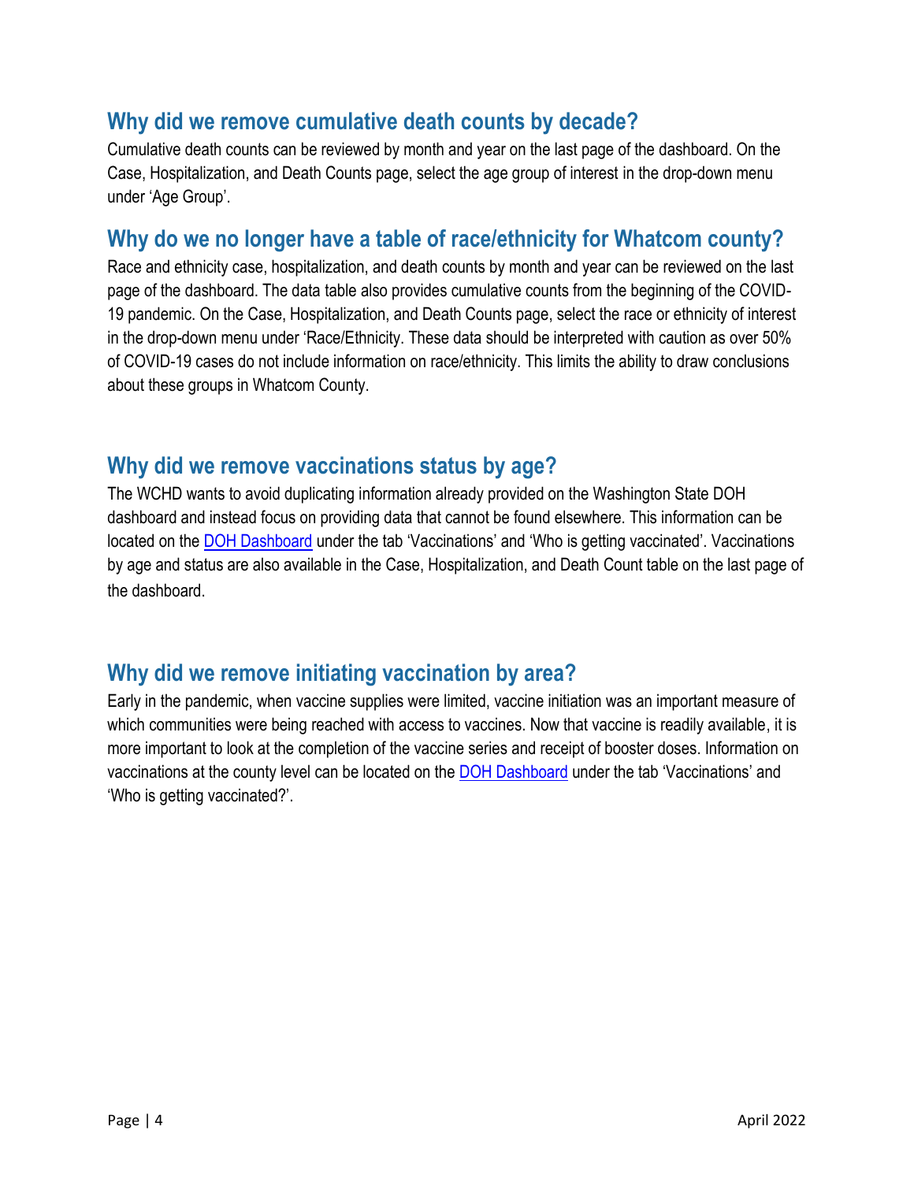## Why did we remove cumulative death counts by decade?

Cumulative death counts can be reviewed by month and year on the last page of the dashboard. On the Case, Hospitalization, and Death Counts page, select the age group of interest in the drop-down menu under 'Age Group'.

## Why do we no longer have a table of race/ethnicity for Whatcom county?

Race and ethnicity case, hospitalization, and death counts by month and year can be reviewed on the last page of the dashboard. The data table also provides cumulative counts from the beginning of the COVID-19 pandemic. On the Case, Hospitalization, and Death Counts page, select the race or ethnicity of interest in the drop-down menu under 'Race/Ethnicity. These data should be interpreted with caution as over 50% of COVID-19 cases do not include information on race/ethnicity. This limits the ability to draw conclusions about these groups in Whatcom County.

## Why did we remove vaccinations status by age?

The WCHD wants to avoid duplicating information already provided on the Washington State DOH dashboard and instead focus on providing data that cannot be found elsewhere. This information can be located on the [DOH Dashboard] under the tab 'Vaccinations' and 'Who is getting vaccinated'. Vaccinations by age and status are also available in the Case, Hospitalization, and Death Count table on the last page of the dashboard.

## Why did we remove initiating vaccination by area?

Early in the pandemic, when vaccine supplies were limited, vaccine initiation was an important measure of which communities were being reached with access to vaccines. Now that vaccine is readily available, it is more important to look at the completion of the vaccine series and receipt of booster doses. Information on vaccinations at the county level can be located on the [DOH Dashboard] under the tab 'Vaccinations' and 'Who is getting vaccinated?'.